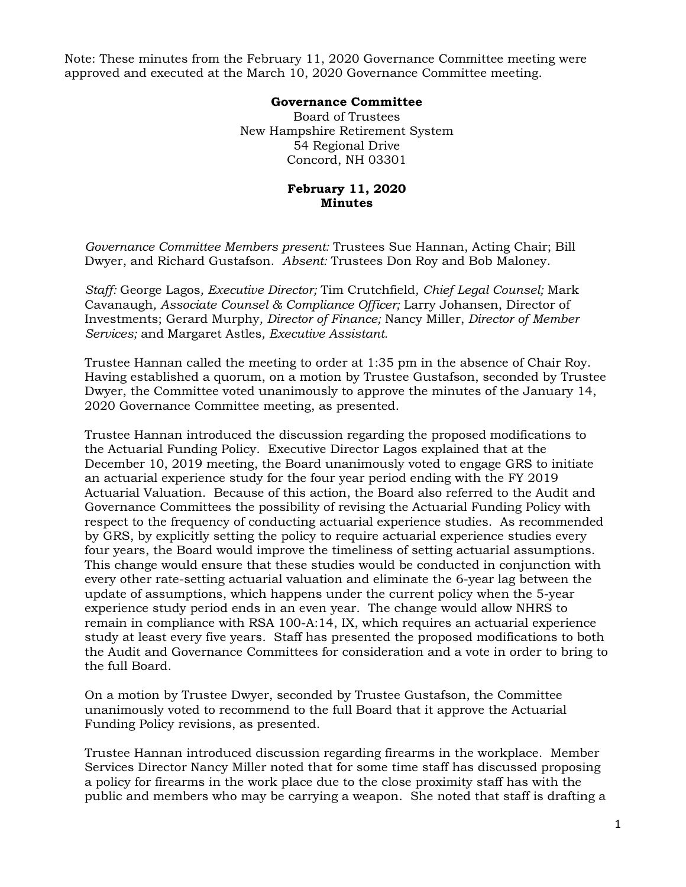Note: These minutes from the February 11, 2020 Governance Committee meeting were approved and executed at the March 10, 2020 Governance Committee meeting.

**Governance Committee**
Board of Trustees
New Hampshire Retirement System
54 Regional Drive
Concord, NH 03301

**February 11, 2020**
**Minutes**

*Governance Committee Members present:* Trustees Sue Hannan, Acting Chair; Bill Dwyer, and Richard Gustafson. *Absent:* Trustees Don Roy and Bob Maloney.

*Staff:* George Lagos*, Executive Director;* Tim Crutchfield*, Chief Legal Counsel;* Mark Cavanaugh*, Associate Counsel & Compliance Officer;* Larry Johansen, Director of Investments; Gerard Murphy*, Director of Finance;* Nancy Miller, *Director of Member Services;* and Margaret Astles*, Executive Assistant.*

Trustee Hannan called the meeting to order at 1:35 pm in the absence of Chair Roy. Having established a quorum, on a motion by Trustee Gustafson, seconded by Trustee Dwyer, the Committee voted unanimously to approve the minutes of the January 14, 2020 Governance Committee meeting, as presented.

Trustee Hannan introduced the discussion regarding the proposed modifications to the Actuarial Funding Policy. Executive Director Lagos explained that at the December 10, 2019 meeting, the Board unanimously voted to engage GRS to initiate an actuarial experience study for the four year period ending with the FY 2019 Actuarial Valuation. Because of this action, the Board also referred to the Audit and Governance Committees the possibility of revising the Actuarial Funding Policy with respect to the frequency of conducting actuarial experience studies. As recommended by GRS, by explicitly setting the policy to require actuarial experience studies every four years, the Board would improve the timeliness of setting actuarial assumptions. This change would ensure that these studies would be conducted in conjunction with every other rate-setting actuarial valuation and eliminate the 6-year lag between the update of assumptions, which happens under the current policy when the 5-year experience study period ends in an even year. The change would allow NHRS to remain in compliance with RSA 100-A:14, IX, which requires an actuarial experience study at least every five years. Staff has presented the proposed modifications to both the Audit and Governance Committees for consideration and a vote in order to bring to the full Board.

On a motion by Trustee Dwyer, seconded by Trustee Gustafson, the Committee unanimously voted to recommend to the full Board that it approve the Actuarial Funding Policy revisions, as presented.

Trustee Hannan introduced discussion regarding firearms in the workplace. Member Services Director Nancy Miller noted that for some time staff has discussed proposing a policy for firearms in the work place due to the close proximity staff has with the public and members who may be carrying a weapon. She noted that staff is drafting a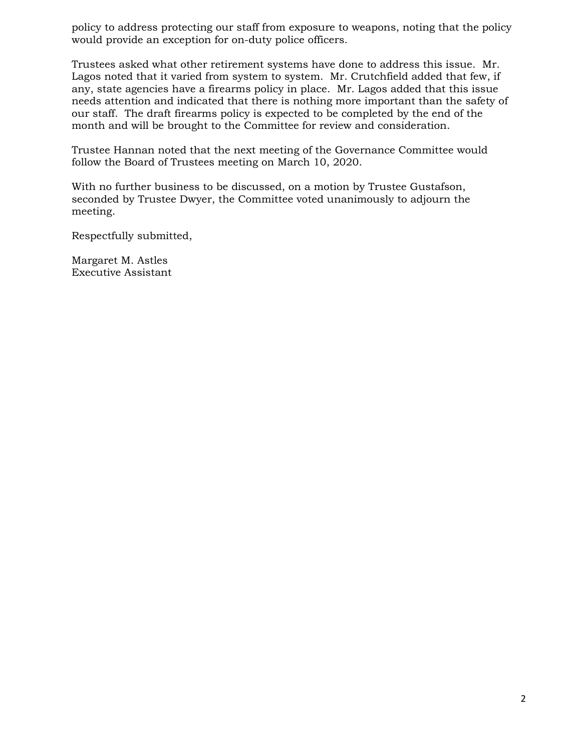policy to address protecting our staff from exposure to weapons, noting that the policy would provide an exception for on-duty police officers.

Trustees asked what other retirement systems have done to address this issue. Mr. Lagos noted that it varied from system to system. Mr. Crutchfield added that few, if any, state agencies have a firearms policy in place. Mr. Lagos added that this issue needs attention and indicated that there is nothing more important than the safety of our staff. The draft firearms policy is expected to be completed by the end of the month and will be brought to the Committee for review and consideration.

Trustee Hannan noted that the next meeting of the Governance Committee would follow the Board of Trustees meeting on March 10, 2020.

With no further business to be discussed, on a motion by Trustee Gustafson, seconded by Trustee Dwyer, the Committee voted unanimously to adjourn the meeting.

Respectfully submitted,

Margaret M. Astles
Executive Assistant